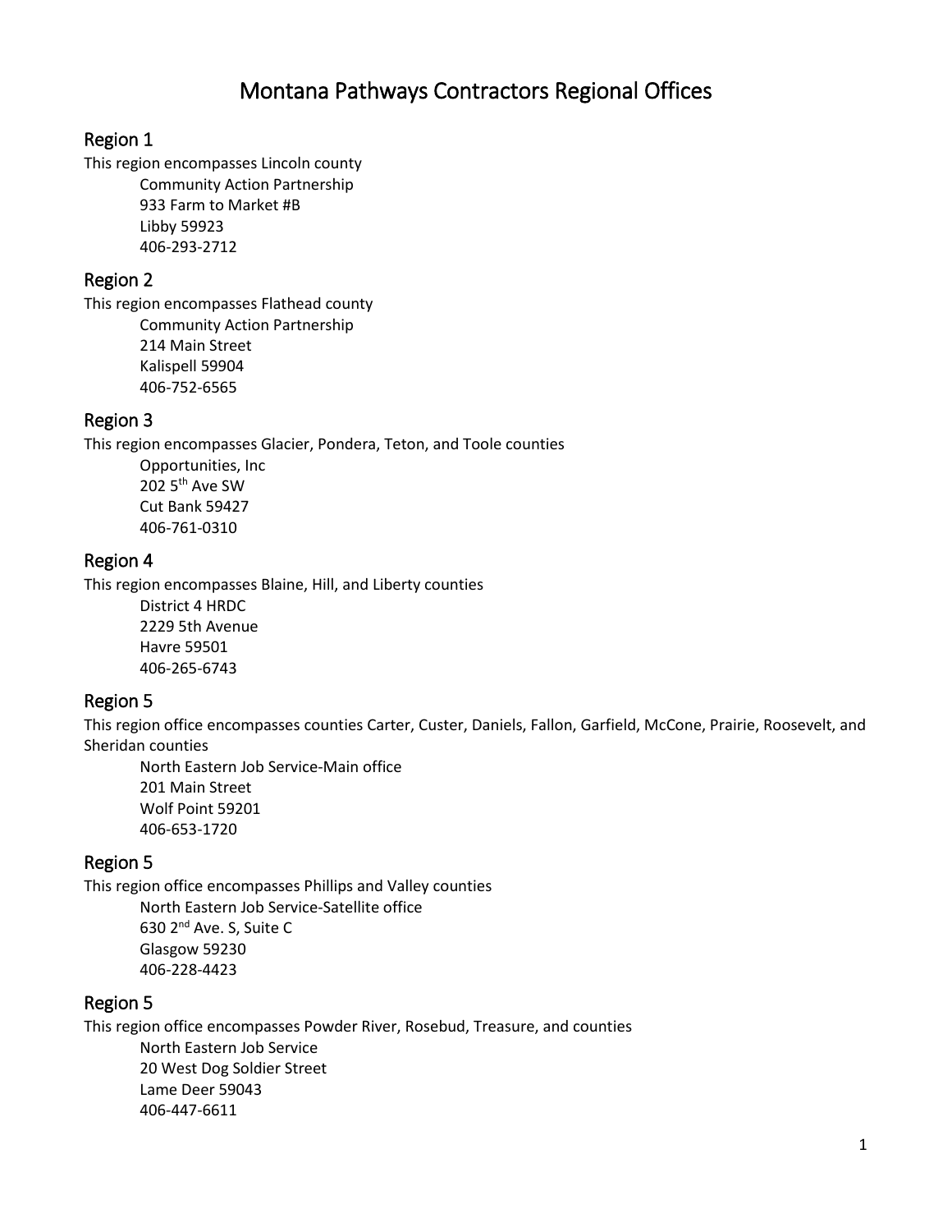# Montana Pathways Contractors Regional Offices

## Region 1

This region encompasses Lincoln county

Community Action Partnership
933 Farm to Market #B
Libby 59923
406-293-2712

## Region 2

This region encompasses Flathead county

Community Action Partnership
214 Main Street
Kalispell 59904
406-752-6565

## Region 3

This region encompasses Glacier, Pondera, Teton, and Toole counties

Opportunities, Inc
202 5th Ave SW
Cut Bank 59427
406-761-0310

## Region 4

This region encompasses Blaine, Hill, and Liberty counties

District 4 HRDC
2229 5th Avenue
Havre 59501
406-265-6743

## Region 5

This region office encompasses counties Carter, Custer, Daniels, Fallon, Garfield, McCone, Prairie, Roosevelt, and Sheridan counties

North Eastern Job Service-Main office
201 Main Street
Wolf Point 59201
406-653-1720

## Region 5

This region office encompasses Phillips and Valley counties

North Eastern Job Service-Satellite office
630 2nd Ave. S, Suite C
Glasgow 59230
406-228-4423

## Region 5

This region office encompasses Powder River, Rosebud, Treasure, and counties

North Eastern Job Service
20 West Dog Soldier Street
Lame Deer 59043
406-447-6611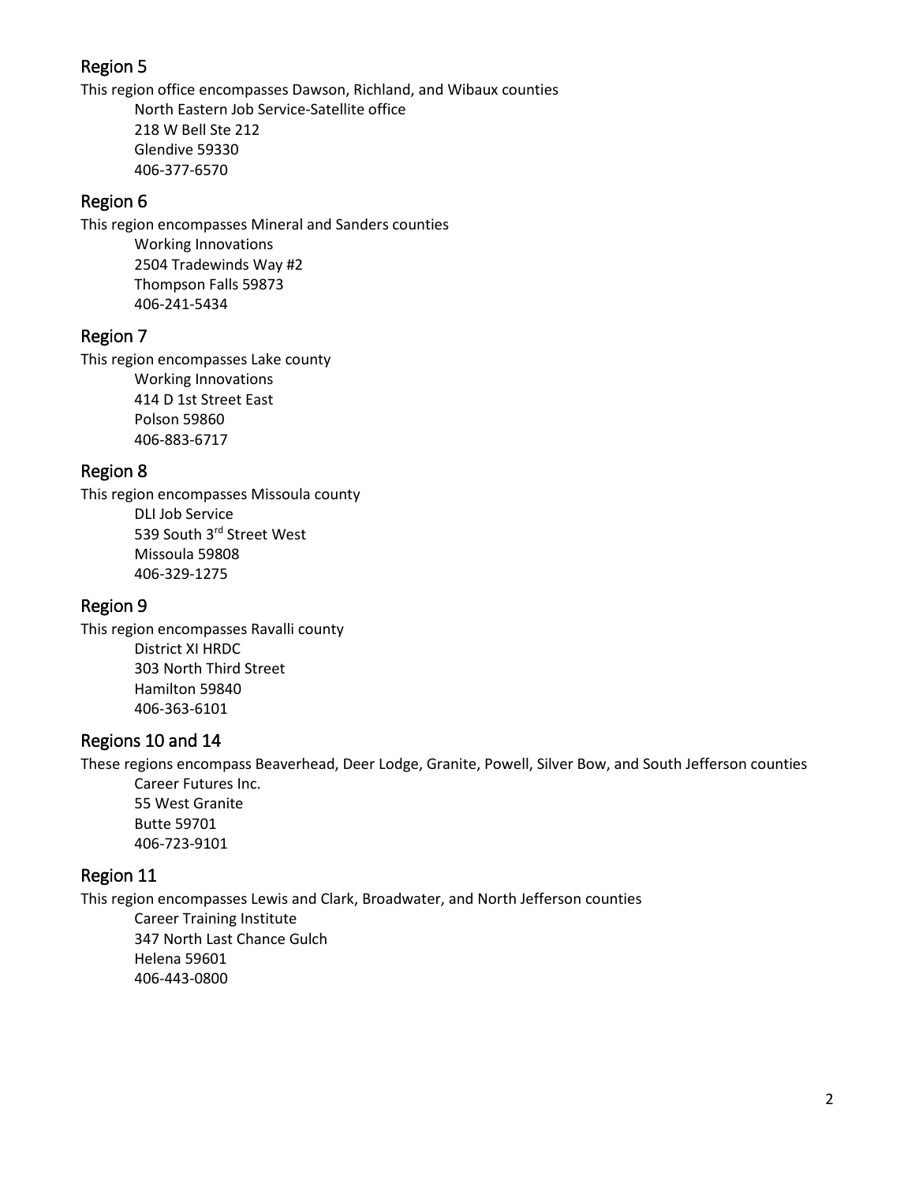## Region 5

This region office encompasses Dawson, Richland, and Wibaux counties

North Eastern Job Service-Satellite office
218 W Bell Ste 212
Glendive 59330
406-377-6570

## Region 6

This region encompasses Mineral and Sanders counties

Working Innovations
2504 Tradewinds Way #2
Thompson Falls 59873
406-241-5434

## Region 7

This region encompasses Lake county

Working Innovations
414 D 1st Street East
Polson 59860
406-883-6717

## Region 8

This region encompasses Missoula county

DLI Job Service
539 South 3rd Street West
Missoula 59808
406-329-1275

## Region 9

This region encompasses Ravalli county

District XI HRDC
303 North Third Street
Hamilton 59840
406-363-6101

## Regions 10 and 14

These regions encompass Beaverhead, Deer Lodge, Granite, Powell, Silver Bow, and South Jefferson counties

Career Futures Inc.
55 West Granite
Butte 59701
406-723-9101

## Region 11

This region encompasses Lewis and Clark, Broadwater, and North Jefferson counties

Career Training Institute
347 North Last Chance Gulch
Helena 59601
406-443-0800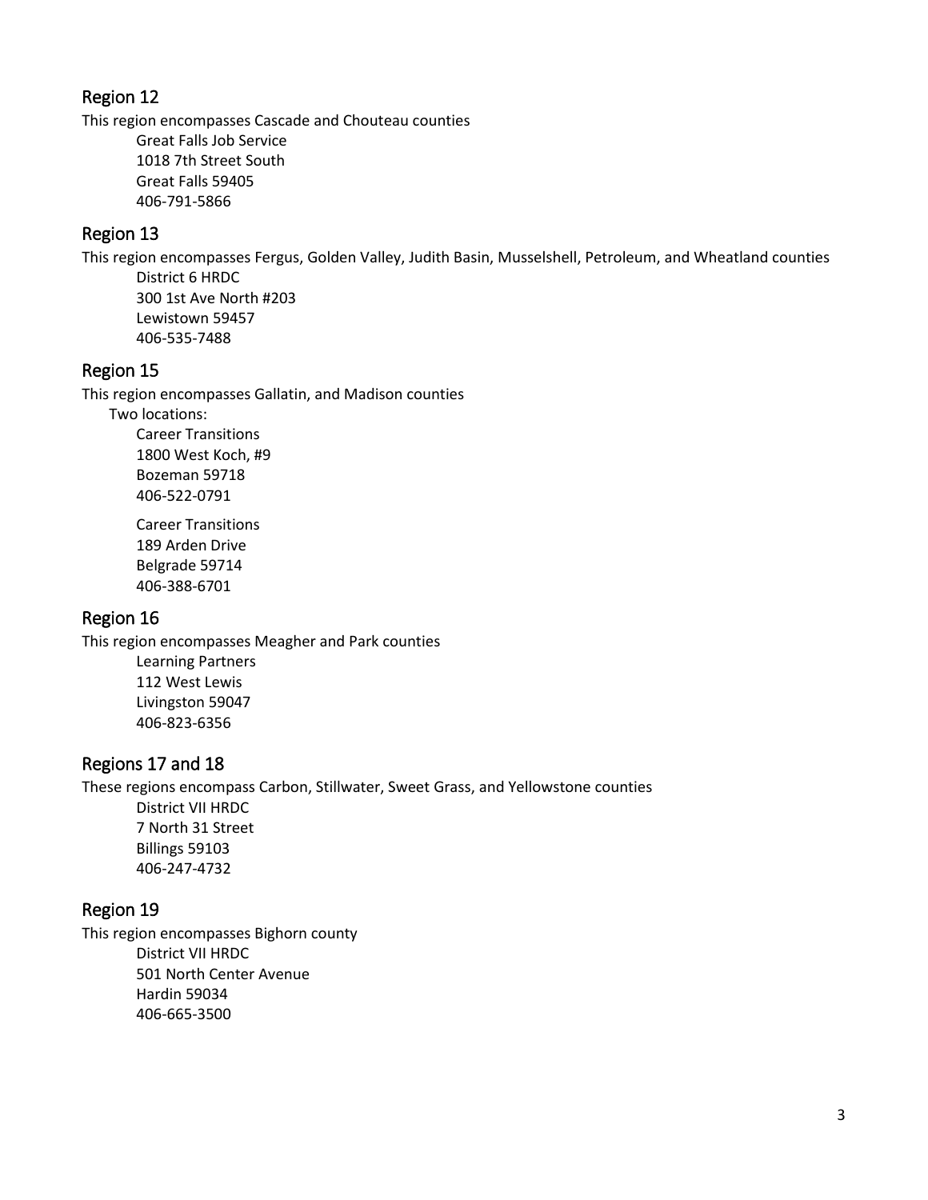## Region 12

This region encompasses Cascade and Chouteau counties

Great Falls Job Service
1018 7th Street South
Great Falls 59405
406-791-5866

## Region 13

This region encompasses Fergus, Golden Valley, Judith Basin, Musselshell, Petroleum, and Wheatland counties

District 6 HRDC
300 1st Ave North #203
Lewistown 59457
406-535-7488

## Region 15

This region encompasses Gallatin, and Madison counties

Two locations:

Career Transitions
1800 West Koch, #9
Bozeman 59718
406-522-0791

Career Transitions
189 Arden Drive
Belgrade 59714
406-388-6701

## Region 16

This region encompasses Meagher and Park counties

Learning Partners
112 West Lewis
Livingston 59047
406-823-6356

## Regions 17 and 18

These regions encompass Carbon, Stillwater, Sweet Grass, and Yellowstone counties

District VII HRDC
7 North 31 Street
Billings 59103
406-247-4732

## Region 19

This region encompasses Bighorn county

District VII HRDC
501 North Center Avenue
Hardin 59034
406-665-3500